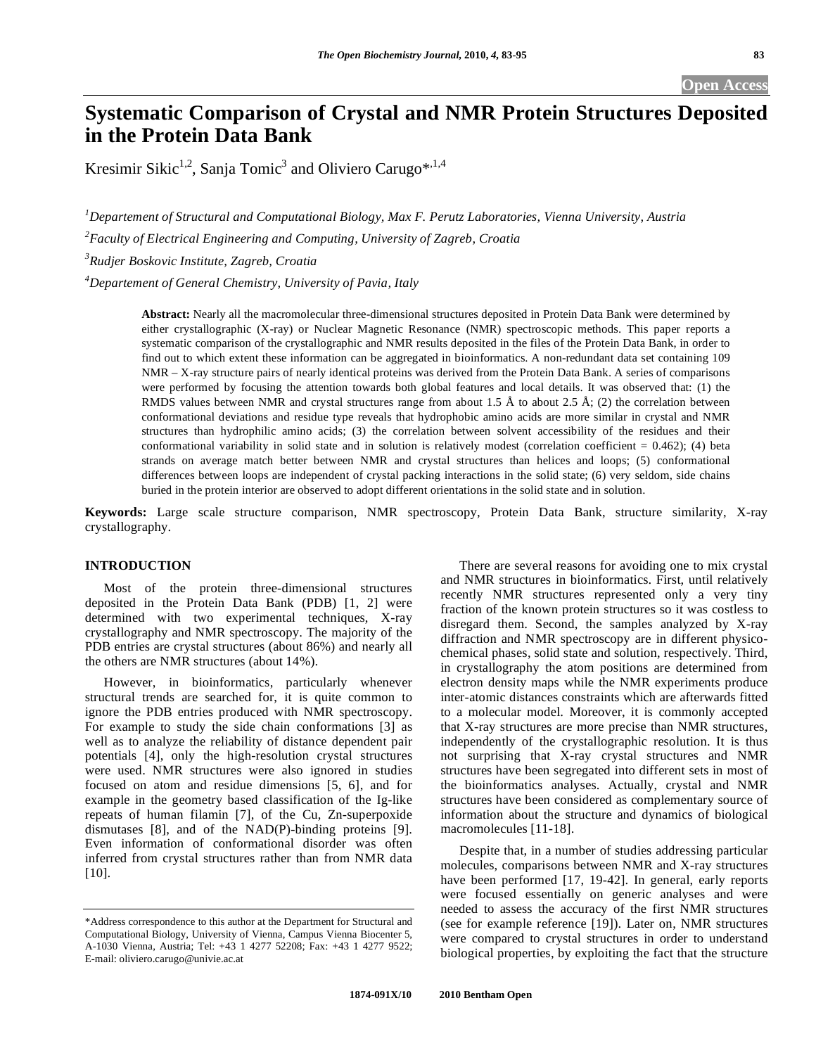# Systematic Comparison of Crystal and NMR Protein Structures Deposited in the Protein Data Bank

Kresimir Sikic[1,2], Sanja Tomic[3] and Oliviero Carugo*[,1,4]

[1]*Departement of Structural and Computational Biology, Max F. Perutz Laboratories, Vienna University, Austria*

[2]*Faculty of Electrical Engineering and Computing, University of Zagreb, Croatia*

[3]*Rudjer Boskovic Institute, Zagreb, Croatia*

[4]*Departement of General Chemistry, University of Pavia, Italy*

**Abstract:** Nearly all the macromolecular three-dimensional structures deposited in Protein Data Bank were determined by either crystallographic (X-ray) or Nuclear Magnetic Resonance (NMR) spectroscopic methods. This paper reports a systematic comparison of the crystallographic and NMR results deposited in the files of the Protein Data Bank, in order to find out to which extent these information can be aggregated in bioinformatics. A non-redundant data set containing 109 NMR – X-ray structure pairs of nearly identical proteins was derived from the Protein Data Bank. A series of comparisons were performed by focusing the attention towards both global features and local details. It was observed that: (1) the RMDS values between NMR and crystal structures range from about 1.5 Å to about 2.5 Å; (2) the correlation between conformational deviations and residue type reveals that hydrophobic amino acids are more similar in crystal and NMR structures than hydrophilic amino acids; (3) the correlation between solvent accessibility of the residues and their conformational variability in solid state and in solution is relatively modest (correlation coefficient = 0.462); (4) beta strands on average match better between NMR and crystal structures than helices and loops; (5) conformational differences between loops are independent of crystal packing interactions in the solid state; (6) very seldom, side chains buried in the protein interior are observed to adopt different orientations in the solid state and in solution.

**Keywords:** Large scale structure comparison, NMR spectroscopy, Protein Data Bank, structure similarity, X-ray crystallography.

## INTRODUCTION

Most of the protein three-dimensional structures deposited in the Protein Data Bank (PDB) [1, 2] were determined with two experimental techniques, X-ray crystallography and NMR spectroscopy. The majority of the PDB entries are crystal structures (about 86%) and nearly all the others are NMR structures (about 14%).

However, in bioinformatics, particularly whenever structural trends are searched for, it is quite common to ignore the PDB entries produced with NMR spectroscopy. For example to study the side chain conformations [3] as well as to analyze the reliability of distance dependent pair potentials [4], only the high-resolution crystal structures were used. NMR structures were also ignored in studies focused on atom and residue dimensions [5, 6], and for example in the geometry based classification of the Ig-like repeats of human filamin [7], of the Cu, Zn-superpoxide dismutases [8], and of the NAD(P)-binding proteins [9]. Even information of conformational disorder was often inferred from crystal structures rather than from NMR data [10].

There are several reasons for avoiding one to mix crystal and NMR structures in bioinformatics. First, until relatively recently NMR structures represented only a very tiny fraction of the known protein structures so it was costless to disregard them. Second, the samples analyzed by X-ray diffraction and NMR spectroscopy are in different physico-chemical phases, solid state and solution, respectively. Third, in crystallography the atom positions are determined from electron density maps while the NMR experiments produce inter-atomic distances constraints which are afterwards fitted to a molecular model. Moreover, it is commonly accepted that X-ray structures are more precise than NMR structures, independently of the crystallographic resolution. It is thus not surprising that X-ray crystal structures and NMR structures have been segregated into different sets in most of the bioinformatics analyses. Actually, crystal and NMR structures have been considered as complementary source of information about the structure and dynamics of biological macromolecules [11-18].

Despite that, in a number of studies addressing particular molecules, comparisons between NMR and X-ray structures have been performed [17, 19-42]. In general, early reports were focused essentially on generic analyses and were needed to assess the accuracy of the first NMR structures (see for example reference [19]). Later on, NMR structures were compared to crystal structures in order to understand biological properties, by exploiting the fact that the structure

*Address correspondence to this author at the Department for Structural and Computational Biology, University of Vienna, Campus Vienna Biocenter 5, A-1030 Vienna, Austria; Tel: +43 1 4277 52208; Fax: +43 1 4277 9522; E-mail: oliviero.carugo@univie.ac.at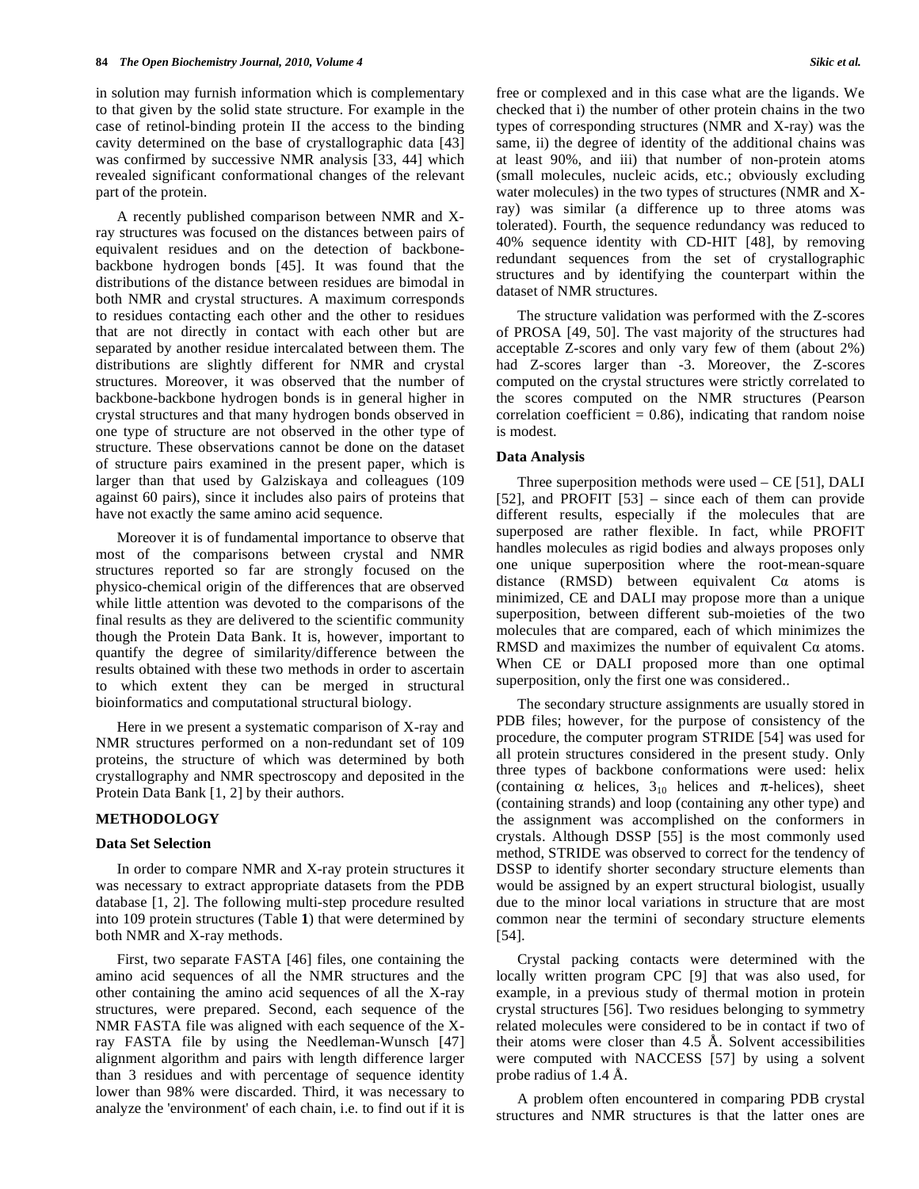in solution may furnish information which is complementary to that given by the solid state structure. For example in the case of retinol-binding protein II the access to the binding cavity determined on the base of crystallographic data [43] was confirmed by successive NMR analysis [33, 44] which revealed significant conformational changes of the relevant part of the protein.

A recently published comparison between NMR and X-ray structures was focused on the distances between pairs of equivalent residues and on the detection of backbone-backbone hydrogen bonds [45]. It was found that the distributions of the distance between residues are bimodal in both NMR and crystal structures. A maximum corresponds to residues contacting each other and the other to residues that are not directly in contact with each other but are separated by another residue intercalated between them. The distributions are slightly different for NMR and crystal structures. Moreover, it was observed that the number of backbone-backbone hydrogen bonds is in general higher in crystal structures and that many hydrogen bonds observed in one type of structure are not observed in the other type of structure. These observations cannot be done on the dataset of structure pairs examined in the present paper, which is larger than that used by Galziskaya and colleagues (109 against 60 pairs), since it includes also pairs of proteins that have not exactly the same amino acid sequence.

Moreover it is of fundamental importance to observe that most of the comparisons between crystal and NMR structures reported so far are strongly focused on the physico-chemical origin of the differences that are observed while little attention was devoted to the comparisons of the final results as they are delivered to the scientific community though the Protein Data Bank. It is, however, important to quantify the degree of similarity/difference between the results obtained with these two methods in order to ascertain to which extent they can be merged in structural bioinformatics and computational structural biology.

Here in we present a systematic comparison of X-ray and NMR structures performed on a non-redundant set of 109 proteins, the structure of which was determined by both crystallography and NMR spectroscopy and deposited in the Protein Data Bank [1, 2] by their authors.

## METHODOLOGY

### Data Set Selection

In order to compare NMR and X-ray protein structures it was necessary to extract appropriate datasets from the PDB database [1, 2]. The following multi-step procedure resulted into 109 protein structures (Table **1**) that were determined by both NMR and X-ray methods.

First, two separate FASTA [46] files, one containing the amino acid sequences of all the NMR structures and the other containing the amino acid sequences of all the X-ray structures, were prepared. Second, each sequence of the NMR FASTA file was aligned with each sequence of the X-ray FASTA file by using the Needleman-Wunsch [47] alignment algorithm and pairs with length difference larger than 3 residues and with percentage of sequence identity lower than 98% were discarded. Third, it was necessary to analyze the 'environment' of each chain, i.e. to find out if it is free or complexed and in this case what are the ligands. We checked that i) the number of other protein chains in the two types of corresponding structures (NMR and X-ray) was the same, ii) the degree of identity of the additional chains was at least 90%, and iii) that number of non-protein atoms (small molecules, nucleic acids, etc.; obviously excluding water molecules) in the two types of structures (NMR and X-ray) was similar (a difference up to three atoms was tolerated). Fourth, the sequence redundancy was reduced to 40% sequence identity with CD-HIT [48], by removing redundant sequences from the set of crystallographic structures and by identifying the counterpart within the dataset of NMR structures.

The structure validation was performed with the Z-scores of PROSA [49, 50]. The vast majority of the structures had acceptable Z-scores and only vary few of them (about 2%) had Z-scores larger than -3. Moreover, the Z-scores computed on the crystal structures were strictly correlated to the scores computed on the NMR structures (Pearson correlation coefficient = 0.86), indicating that random noise is modest.

### Data Analysis

Three superposition methods were used – CE [51], DALI [52], and PROFIT [53] – since each of them can provide different results, especially if the molecules that are superposed are rather flexible. In fact, while PROFIT handles molecules as rigid bodies and always proposes only one unique superposition where the root-mean-square distance (RMSD) between equivalent C$\alpha$ atoms is minimized, CE and DALI may propose more than a unique superposition, between different sub-moieties of the two molecules that are compared, each of which minimizes the RMSD and maximizes the number of equivalent C$\alpha$ atoms. When CE or DALI proposed more than one optimal superposition, only the first one was considered..

The secondary structure assignments are usually stored in PDB files; however, for the purpose of consistency of the procedure, the computer program STRIDE [54] was used for all protein structures considered in the present study. Only three types of backbone conformations were used: helix (containing $\alpha$ helices, $3_{10}$ helices and $\pi$-helices), sheet (containing strands) and loop (containing any other type) and the assignment was accomplished on the conformers in crystals. Although DSSP [55] is the most commonly used method, STRIDE was observed to correct for the tendency of DSSP to identify shorter secondary structure elements than would be assigned by an expert structural biologist, usually due to the minor local variations in structure that are most common near the termini of secondary structure elements [54].

Crystal packing contacts were determined with the locally written program CPC [9] that was also used, for example, in a previous study of thermal motion in protein crystal structures [56]. Two residues belonging to symmetry related molecules were considered to be in contact if two of their atoms were closer than 4.5 Å. Solvent accessibilities were computed with NACCESS [57] by using a solvent probe radius of 1.4 Å.

A problem often encountered in comparing PDB crystal structures and NMR structures is that the latter ones are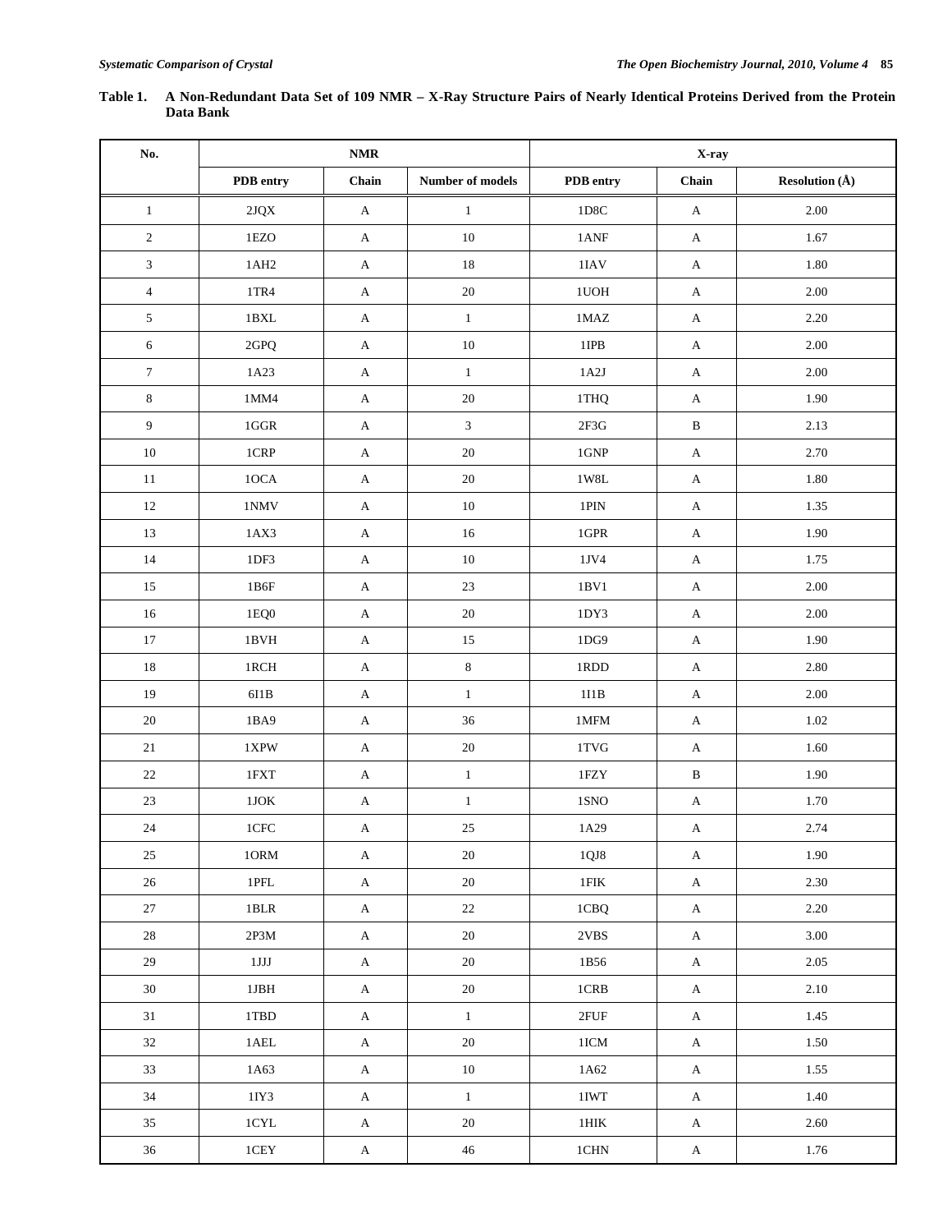**Table 1. A Non-Redundant Data Set of 109 NMR – X-Ray Structure Pairs of Nearly Identical Proteins Derived from the Protein Data Bank**

| No. | NMR | | | X-ray | | |
|---|---|---|---|---|---|---|
| | PDB entry | Chain | Number of models | PDB entry | Chain | Resolution (Å) |
| 1 | 2JQX | A | 1 | 1D8C | A | 2.00 |
| 2 | 1EZO | A | 10 | 1ANF | A | 1.67 |
| 3 | 1AH2 | A | 18 | 1IAV | A | 1.80 |
| 4 | 1TR4 | A | 20 | 1UOH | A | 2.00 |
| 5 | 1BXL | A | 1 | 1MAZ | A | 2.20 |
| 6 | 2GPQ | A | 10 | 1IPB | A | 2.00 |
| 7 | 1A23 | A | 1 | 1A2J | A | 2.00 |
| 8 | 1MM4 | A | 20 | 1THQ | A | 1.90 |
| 9 | 1GGR | A | 3 | 2F3G | B | 2.13 |
| 10 | 1CRP | A | 20 | 1GNP | A | 2.70 |
| 11 | 1OCA | A | 20 | 1W8L | A | 1.80 |
| 12 | 1NMV | A | 10 | 1PIN | A | 1.35 |
| 13 | 1AX3 | A | 16 | 1GPR | A | 1.90 |
| 14 | 1DF3 | A | 10 | 1JV4 | A | 1.75 |
| 15 | 1B6F | A | 23 | 1BV1 | A | 2.00 |
| 16 | 1EQ0 | A | 20 | 1DY3 | A | 2.00 |
| 17 | 1BVH | A | 15 | 1DG9 | A | 1.90 |
| 18 | 1RCH | A | 8 | 1RDD | A | 2.80 |
| 19 | 6I1B | A | 1 | 1I1B | A | 2.00 |
| 20 | 1BA9 | A | 36 | 1MFM | A | 1.02 |
| 21 | 1XPW | A | 20 | 1TVG | A | 1.60 |
| 22 | 1FXT | A | 1 | 1FZY | B | 1.90 |
| 23 | 1JOK | A | 1 | 1SNO | A | 1.70 |
| 24 | 1CFC | A | 25 | 1A29 | A | 2.74 |
| 25 | 1ORM | A | 20 | 1QJ8 | A | 1.90 |
| 26 | 1PFL | A | 20 | 1FIK | A | 2.30 |
| 27 | 1BLR | A | 22 | 1CBQ | A | 2.20 |
| 28 | 2P3M | A | 20 | 2VBS | A | 3.00 |
| 29 | 1JJJ | A | 20 | 1B56 | A | 2.05 |
| 30 | 1JBH | A | 20 | 1CRB | A | 2.10 |
| 31 | 1TBD | A | 1 | 2FUF | A | 1.45 |
| 32 | 1AEL | A | 20 | 1ICM | A | 1.50 |
| 33 | 1A63 | A | 10 | 1A62 | A | 1.55 |
| 34 | 1IY3 | A | 1 | 1IWT | A | 1.40 |
| 35 | 1CYL | A | 20 | 1HIK | A | 2.60 |
| 36 | 1CEY | A | 46 | 1CHN | A | 1.76 |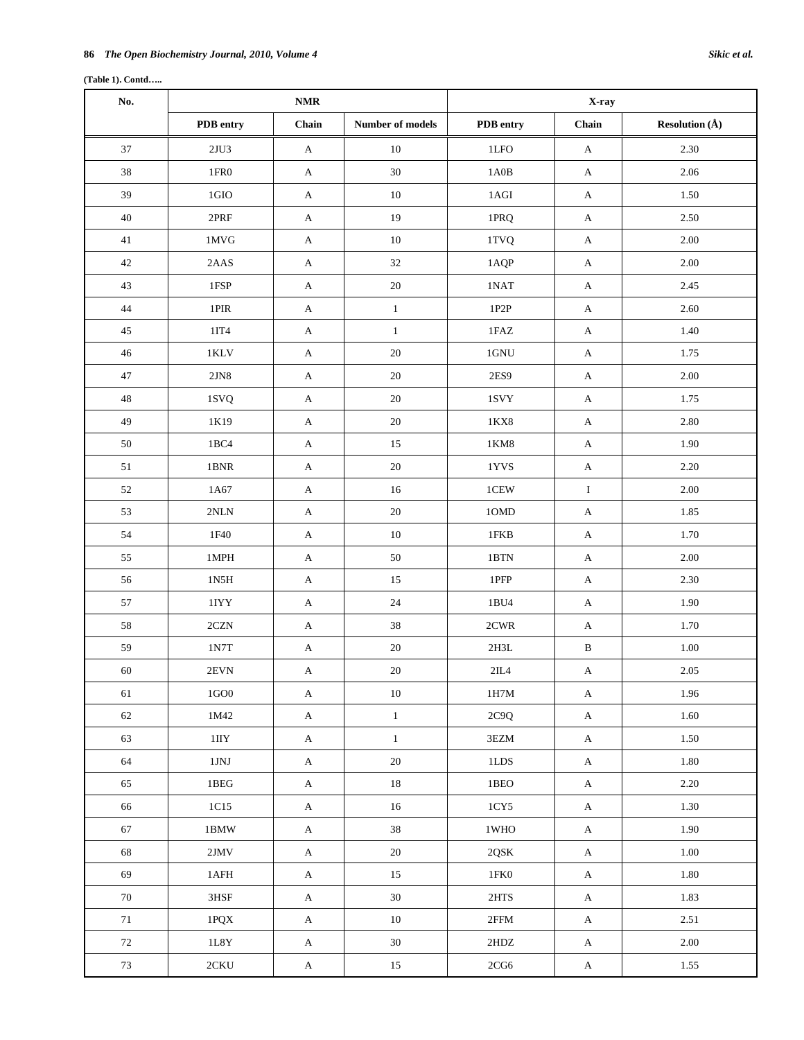**(Table 1). Contd…..**

| No. | NMR | | | X-ray | | |
|---|---|---|---|---|---|---|
| | PDB entry | Chain | Number of models | PDB entry | Chain | Resolution (Å) |
| 37 | 2JU3 | A | 10 | 1LFO | A | 2.30 |
| 38 | 1FR0 | A | 30 | 1A0B | A | 2.06 |
| 39 | 1GIO | A | 10 | 1AGI | A | 1.50 |
| 40 | 2PRF | A | 19 | 1PRQ | A | 2.50 |
| 41 | 1MVG | A | 10 | 1TVQ | A | 2.00 |
| 42 | 2AAS | A | 32 | 1AQP | A | 2.00 |
| 43 | 1FSP | A | 20 | 1NAT | A | 2.45 |
| 44 | 1PIR | A | 1 | 1P2P | A | 2.60 |
| 45 | 1IT4 | A | 1 | 1FAZ | A | 1.40 |
| 46 | 1KLV | A | 20 | 1GNU | A | 1.75 |
| 47 | 2JN8 | A | 20 | 2ES9 | A | 2.00 |
| 48 | 1SVQ | A | 20 | 1SVY | A | 1.75 |
| 49 | 1K19 | A | 20 | 1KX8 | A | 2.80 |
| 50 | 1BC4 | A | 15 | 1KM8 | A | 1.90 |
| 51 | 1BNR | A | 20 | 1YVS | A | 2.20 |
| 52 | 1A67 | A | 16 | 1CEW | I | 2.00 |
| 53 | 2NLN | A | 20 | 1OMD | A | 1.85 |
| 54 | 1F40 | A | 10 | 1FKB | A | 1.70 |
| 55 | 1MPH | A | 50 | 1BTN | A | 2.00 |
| 56 | 1N5H | A | 15 | 1PFP | A | 2.30 |
| 57 | 1IYY | A | 24 | 1BU4 | A | 1.90 |
| 58 | 2CZN | A | 38 | 2CWR | A | 1.70 |
| 59 | 1N7T | A | 20 | 2H3L | B | 1.00 |
| 60 | 2EVN | A | 20 | 2IL4 | A | 2.05 |
| 61 | 1GO0 | A | 10 | 1H7M | A | 1.96 |
| 62 | 1M42 | A | 1 | 2C9Q | A | 1.60 |
| 63 | 1IIY | A | 1 | 3EZM | A | 1.50 |
| 64 | 1JNJ | A | 20 | 1LDS | A | 1.80 |
| 65 | 1BEG | A | 18 | 1BEO | A | 2.20 |
| 66 | 1C15 | A | 16 | 1CY5 | A | 1.30 |
| 67 | 1BMW | A | 38 | 1WHO | A | 1.90 |
| 68 | 2JMV | A | 20 | 2QSK | A | 1.00 |
| 69 | 1AFH | A | 15 | 1FK0 | A | 1.80 |
| 70 | 3HSF | A | 30 | 2HTS | A | 1.83 |
| 71 | 1PQX | A | 10 | 2FFM | A | 2.51 |
| 72 | 1L8Y | A | 30 | 2HDZ | A | 2.00 |
| 73 | 2CKU | A | 15 | 2CG6 | A | 1.55 |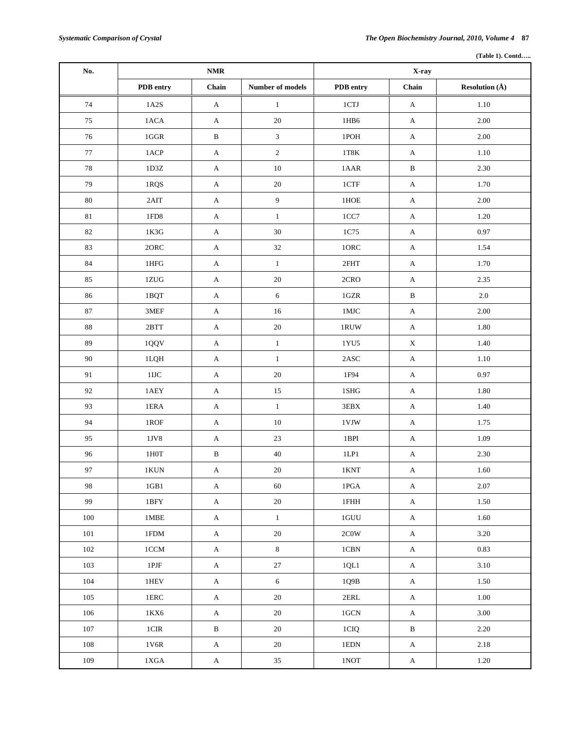(Table 1). Contd…..

| No. | NMR | | | X-ray | | |
|---|---|---|---|---|---|---|
| | PDB entry | Chain | Number of models | PDB entry | Chain | Resolution (Å) |
| 74 | 1A2S | A | 1 | 1CTJ | A | 1.10 |
| 75 | 1ACA | A | 20 | 1HB6 | A | 2.00 |
| 76 | 1GGR | B | 3 | 1POH | A | 2.00 |
| 77 | 1ACP | A | 2 | 1T8K | A | 1.10 |
| 78 | 1D3Z | A | 10 | 1AAR | B | 2.30 |
| 79 | 1RQS | A | 20 | 1CTF | A | 1.70 |
| 80 | 2AIT | A | 9 | 1HOE | A | 2.00 |
| 81 | 1FD8 | A | 1 | 1CC7 | A | 1.20 |
| 82 | 1K3G | A | 30 | 1C75 | A | 0.97 |
| 83 | 2ORC | A | 32 | 1ORC | A | 1.54 |
| 84 | 1HFG | A | 1 | 2FHT | A | 1.70 |
| 85 | 1ZUG | A | 20 | 2CRO | A | 2.35 |
| 86 | 1BQT | A | 6 | 1GZR | B | 2.0 |
| 87 | 3MEF | A | 16 | 1MJC | A | 2.00 |
| 88 | 2BTT | A | 20 | 1RUW | A | 1.80 |
| 89 | 1QQV | A | 1 | 1YU5 | X | 1.40 |
| 90 | 1LQH | A | 1 | 2ASC | A | 1.10 |
| 91 | 1IJC | A | 20 | 1F94 | A | 0.97 |
| 92 | 1AEY | A | 15 | 1SHG | A | 1.80 |
| 93 | 1ERA | A | 1 | 3EBX | A | 1.40 |
| 94 | 1ROF | A | 10 | 1VJW | A | 1.75 |
| 95 | 1JV8 | A | 23 | 1BPI | A | 1.09 |
| 96 | 1H0T | B | 40 | 1LP1 | A | 2.30 |
| 97 | 1KUN | A | 20 | 1KNT | A | 1.60 |
| 98 | 1GB1 | A | 60 | 1PGA | A | 2.07 |
| 99 | 1BFY | A | 20 | 1FHH | A | 1.50 |
| 100 | 1MBE | A | 1 | 1GUU | A | 1.60 |
| 101 | 1FDM | A | 20 | 2C0W | A | 3.20 |
| 102 | 1CCM | A | 8 | 1CBN | A | 0.83 |
| 103 | 1PJF | A | 27 | 1QL1 | A | 3.10 |
| 104 | 1HEV | A | 6 | 1Q9B | A | 1.50 |
| 105 | 1ERC | A | 20 | 2ERL | A | 1.00 |
| 106 | 1KX6 | A | 20 | 1GCN | A | 3.00 |
| 107 | 1CIR | B | 20 | 1CIQ | B | 2.20 |
| 108 | 1V6R | A | 20 | 1EDN | A | 2.18 |
| 109 | 1XGA | A | 35 | 1NOT | A | 1.20 |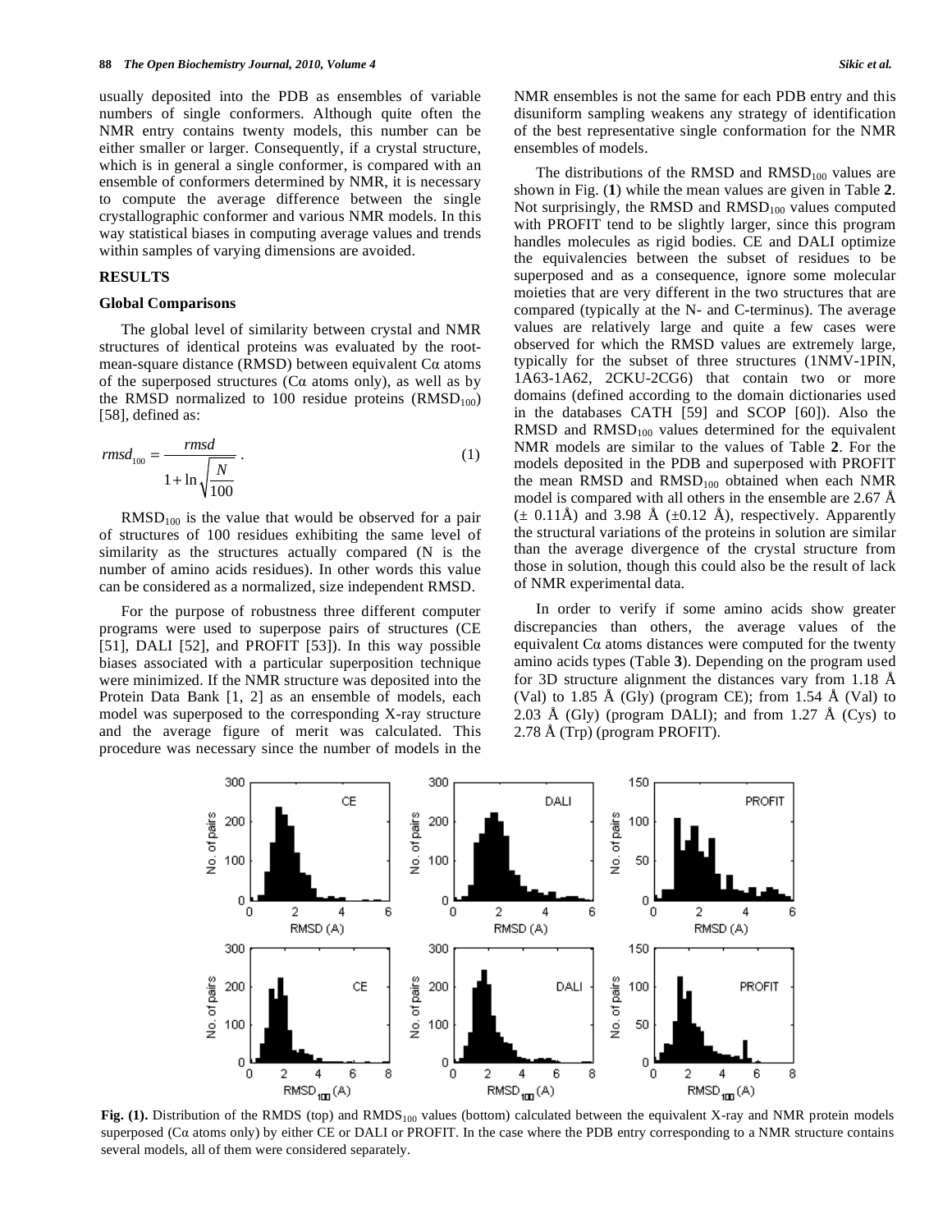usually deposited into the PDB as ensembles of variable numbers of single conformers. Although quite often the NMR entry contains twenty models, this number can be either smaller or larger. Consequently, if a crystal structure, which is in general a single conformer, is compared with an ensemble of conformers determined by NMR, it is necessary to compute the average difference between the single crystallographic conformer and various NMR models. In this way statistical biases in computing average values and trends within samples of varying dimensions are avoided.

## RESULTS

### Global Comparisons

The global level of similarity between crystal and NMR structures of identical proteins was evaluated by the root-mean-square distance (RMSD) between equivalent Cα atoms of the superposed structures (Cα atoms only), as well as by the RMSD normalized to 100 residue proteins ($RMSD_{100}$) [58], defined as:

$$rmsd_{100} = \frac{rmsd}{1 + \ln\sqrt{\frac{N}{100}}} \ . \tag{1}$$

$RMSD_{100}$ is the value that would be observed for a pair of structures of 100 residues exhibiting the same level of similarity as the structures actually compared (N is the number of amino acids residues). In other words this value can be considered as a normalized, size independent RMSD.

For the purpose of robustness three different computer programs were used to superpose pairs of structures (CE [51], DALI [52], and PROFIT [53]). In this way possible biases associated with a particular superposition technique were minimized. If the NMR structure was deposited into the Protein Data Bank [1, 2] as an ensemble of models, each model was superposed to the corresponding X-ray structure and the average figure of merit was calculated. This procedure was necessary since the number of models in the NMR ensembles is not the same for each PDB entry and this disuniform sampling weakens any strategy of identification of the best representative single conformation for the NMR ensembles of models.

The distributions of the RMSD and $RMSD_{100}$ values are shown in Fig. (**1**) while the mean values are given in Table **2**. Not surprisingly, the RMSD and $RMSD_{100}$ values computed with PROFIT tend to be slightly larger, since this program handles molecules as rigid bodies. CE and DALI optimize the equivalencies between the subset of residues to be superposed and as a consequence, ignore some molecular moieties that are very different in the two structures that are compared (typically at the N- and C-terminus). The average values are relatively large and quite a few cases were observed for which the RMSD values are extremely large, typically for the subset of three structures (1NMV-1PIN, 1A63-1A62, 2CKU-2CG6) that contain two or more domains (defined according to the domain dictionaries used in the databases CATH [59] and SCOP [60]). Also the RMSD and $RMSD_{100}$ values determined for the equivalent NMR models are similar to the values of Table **2**. For the models deposited in the PDB and superposed with PROFIT the mean RMSD and $RMSD_{100}$ obtained when each NMR model is compared with all others in the ensemble are 2.67 Å (± 0.11Å) and 3.98 Å (±0.12 Å), respectively. Apparently the structural variations of the proteins in solution are similar than the average divergence of the crystal structure from those in solution, though this could also be the result of lack of NMR experimental data.

In order to verify if some amino acids show greater discrepancies than others, the average values of the equivalent Cα atoms distances were computed for the twenty amino acids types (Table **3**). Depending on the program used for 3D structure alignment the distances vary from 1.18 Å (Val) to 1.85 Å (Gly) (program CE); from 1.54 Å (Val) to 2.03 Å (Gly) (program DALI); and from 1.27 Å (Cys) to 2.78 Å (Trp) (program PROFIT).

**Fig. (1).** Distribution of the RMDS (top) and $RMDS_{100}$ values (bottom) calculated between the equivalent X-ray and NMR protein models superposed (Cα atoms only) by either CE or DALI or PROFIT. In the case where the PDB entry corresponding to a NMR structure contains several models, all of them were considered separately.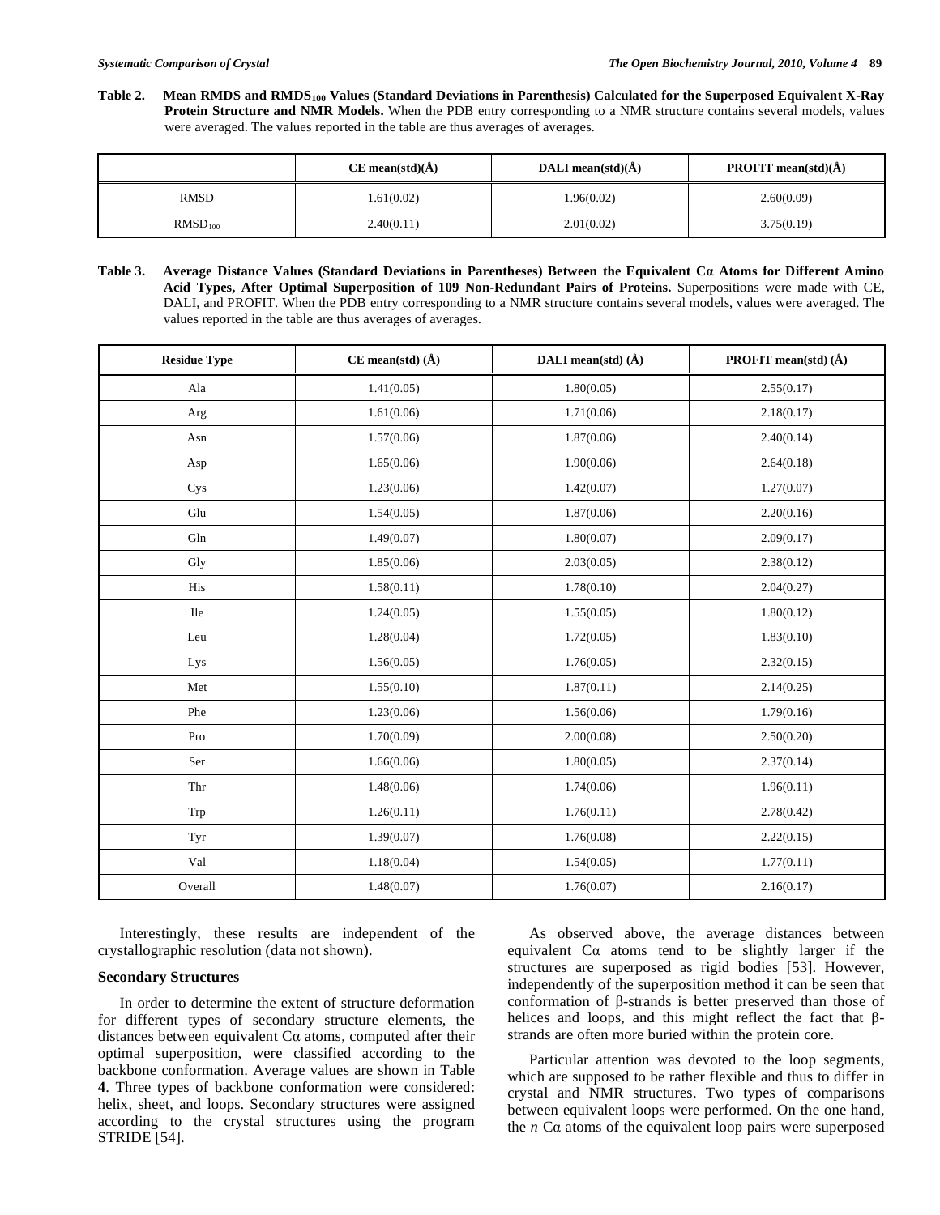**Table 2. Mean RMDS and $RMDS_{100}$ Values (Standard Deviations in Parenthesis) Calculated for the Superposed Equivalent X-Ray Protein Structure and NMR Models.** When the PDB entry corresponding to a NMR structure contains several models, values were averaged. The values reported in the table are thus averages of averages.

| | CE mean(std)(Å) | DALI mean(std)(Å) | PROFIT mean(std)(Å) |
|---|---|---|---|
| RMSD | 1.61(0.02) | 1.96(0.02) | 2.60(0.09) |
| $RMSD_{100}$ | 2.40(0.11) | 2.01(0.02) | 3.75(0.19) |

**Table 3. Average Distance Values (Standard Deviations in Parentheses) Between the Equivalent Cα Atoms for Different Amino Acid Types, After Optimal Superposition of 109 Non-Redundant Pairs of Proteins.** Superpositions were made with CE, DALI, and PROFIT. When the PDB entry corresponding to a NMR structure contains several models, values were averaged. The values reported in the table are thus averages of averages.

| Residue Type | CE mean(std) (Å) | DALI mean(std) (Å) | PROFIT mean(std) (Å) |
|---|---|---|---|
| Ala | 1.41(0.05) | 1.80(0.05) | 2.55(0.17) |
| Arg | 1.61(0.06) | 1.71(0.06) | 2.18(0.17) |
| Asn | 1.57(0.06) | 1.87(0.06) | 2.40(0.14) |
| Asp | 1.65(0.06) | 1.90(0.06) | 2.64(0.18) |
| Cys | 1.23(0.06) | 1.42(0.07) | 1.27(0.07) |
| Glu | 1.54(0.05) | 1.87(0.06) | 2.20(0.16) |
| Gln | 1.49(0.07) | 1.80(0.07) | 2.09(0.17) |
| Gly | 1.85(0.06) | 2.03(0.05) | 2.38(0.12) |
| His | 1.58(0.11) | 1.78(0.10) | 2.04(0.27) |
| Ile | 1.24(0.05) | 1.55(0.05) | 1.80(0.12) |
| Leu | 1.28(0.04) | 1.72(0.05) | 1.83(0.10) |
| Lys | 1.56(0.05) | 1.76(0.05) | 2.32(0.15) |
| Met | 1.55(0.10) | 1.87(0.11) | 2.14(0.25) |
| Phe | 1.23(0.06) | 1.56(0.06) | 1.79(0.16) |
| Pro | 1.70(0.09) | 2.00(0.08) | 2.50(0.20) |
| Ser | 1.66(0.06) | 1.80(0.05) | 2.37(0.14) |
| Thr | 1.48(0.06) | 1.74(0.06) | 1.96(0.11) |
| Trp | 1.26(0.11) | 1.76(0.11) | 2.78(0.42) |
| Tyr | 1.39(0.07) | 1.76(0.08) | 2.22(0.15) |
| Val | 1.18(0.04) | 1.54(0.05) | 1.77(0.11) |
| Overall | 1.48(0.07) | 1.76(0.07) | 2.16(0.17) |

Interestingly, these results are independent of the crystallographic resolution (data not shown).

### Secondary Structures

In order to determine the extent of structure deformation for different types of secondary structure elements, the distances between equivalent Cα atoms, computed after their optimal superposition, were classified according to the backbone conformation. Average values are shown in Table **4**. Three types of backbone conformation were considered: helix, sheet, and loops. Secondary structures were assigned according to the crystal structures using the program STRIDE [54].

As observed above, the average distances between equivalent Cα atoms tend to be slightly larger if the structures are superposed as rigid bodies [53]. However, independently of the superposition method it can be seen that conformation of β-strands is better preserved than those of helices and loops, and this might reflect the fact that β-strands are often more buried within the protein core.

Particular attention was devoted to the loop segments, which are supposed to be rather flexible and thus to differ in crystal and NMR structures. Two types of comparisons between equivalent loops were performed. On the one hand, the $n$ Cα atoms of the equivalent loop pairs were superposed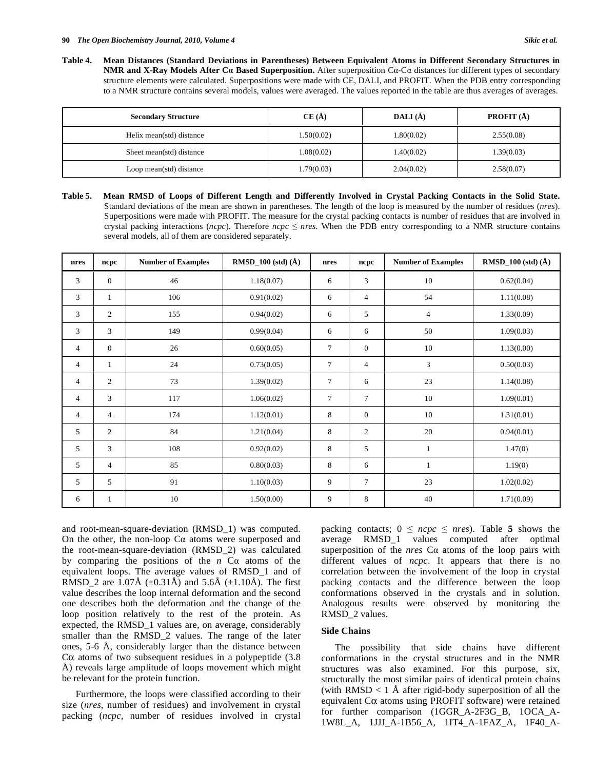**Table 4. Mean Distances (Standard Deviations in Parentheses) Between Equivalent Atoms in Different Secondary Structures in NMR and X-Ray Models After Cα Based Superposition.** After superposition Cα-Cα distances for different types of secondary structure elements were calculated. Superpositions were made with CE, DALI, and PROFIT. When the PDB entry corresponding to a NMR structure contains several models, values were averaged. The values reported in the table are thus averages of averages.

| Secondary Structure | CE (Å) | DALI (Å) | PROFIT (Å) |
|---|---|---|---|
| Helix mean(std) distance | 1.50(0.02) | 1.80(0.02) | 2.55(0.08) |
| Sheet mean(std) distance | 1.08(0.02) | 1.40(0.02) | 1.39(0.03) |
| Loop mean(std) distance | 1.79(0.03) | 2.04(0.02) | 2.58(0.07) |

**Table 5. Mean RMSD of Loops of Different Length and Differently Involved in Crystal Packing Contacts in the Solid State.** Standard deviations of the mean are shown in parentheses. The length of the loop is measured by the number of residues (*nres*). Superpositions were made with PROFIT. The measure for the crystal packing contacts is number of residues that are involved in crystal packing interactions (*ncpc*). Therefore *ncpc* ≤ *nres*. When the PDB entry corresponding to a NMR structure contains several models, all of them are considered separately.

| nres | ncpc | Number of Examples | RMSD_100 (std) (Å) | nres | ncpc | Number of Examples | RMSD_100 (std) (Å) |
|---|---|---|---|---|---|---|---|
| 3 | 0 | 46 | 1.18(0.07) | 6 | 3 | 10 | 0.62(0.04) |
| 3 | 1 | 106 | 0.91(0.02) | 6 | 4 | 54 | 1.11(0.08) |
| 3 | 2 | 155 | 0.94(0.02) | 6 | 5 | 4 | 1.33(0.09) |
| 3 | 3 | 149 | 0.99(0.04) | 6 | 6 | 50 | 1.09(0.03) |
| 4 | 0 | 26 | 0.60(0.05) | 7 | 0 | 10 | 1.13(0.00) |
| 4 | 1 | 24 | 0.73(0.05) | 7 | 4 | 3 | 0.50(0.03) |
| 4 | 2 | 73 | 1.39(0.02) | 7 | 6 | 23 | 1.14(0.08) |
| 4 | 3 | 117 | 1.06(0.02) | 7 | 7 | 10 | 1.09(0.01) |
| 4 | 4 | 174 | 1.12(0.01) | 8 | 0 | 10 | 1.31(0.01) |
| 5 | 2 | 84 | 1.21(0.04) | 8 | 2 | 20 | 0.94(0.01) |
| 5 | 3 | 108 | 0.92(0.02) | 8 | 5 | 1 | 1.47(0) |
| 5 | 4 | 85 | 0.80(0.03) | 8 | 6 | 1 | 1.19(0) |
| 5 | 5 | 91 | 1.10(0.03) | 9 | 7 | 23 | 1.02(0.02) |
| 6 | 1 | 10 | 1.50(0.00) | 9 | 8 | 40 | 1.71(0.09) |

and root-mean-square-deviation (RMSD_1) was computed. On the other, the non-loop Cα atoms were superposed and the root-mean-square-deviation (RMSD_2) was calculated by comparing the positions of the $n$ Cα atoms of the equivalent loops. The average values of RMSD_1 and of RMSD_2 are 1.07Å (±0.31Å) and 5.6Å (±1.10Å). The first value describes the loop internal deformation and the second one describes both the deformation and the change of the loop position relatively to the rest of the protein. As expected, the RMSD_1 values are, on average, considerably smaller than the RMSD_2 values. The range of the later ones, 5-6 Å, considerably larger than the distance between Cα atoms of two subsequent residues in a polypeptide (3.8 Å) reveals large amplitude of loops movement which might be relevant for the protein function.

Furthermore, the loops were classified according to their size (*nres*, number of residues) and involvement in crystal packing (*ncpc*, number of residues involved in crystal packing contacts; 0 ≤ *ncpc* ≤ *nres*). Table **5** shows the average RMSD_1 values computed after optimal superposition of the *nres* Cα atoms of the loop pairs with different values of *ncpc*. It appears that there is no correlation between the involvement of the loop in crystal packing contacts and the difference between the loop conformations observed in the crystals and in solution. Analogous results were observed by monitoring the RMSD_2 values.

### Side Chains

The possibility that side chains have different conformations in the crystal structures and in the NMR structures was also examined. For this purpose, six, structurally the most similar pairs of identical protein chains (with RMSD < 1 Å after rigid-body superposition of all the equivalent Cα atoms using PROFIT software) were retained for further comparison (1GGR_A-2F3G_B, 1OCA_A-1W8L_A, 1JJJ_A-1B56_A, 1IT4_A-1FAZ_A, 1F40_A-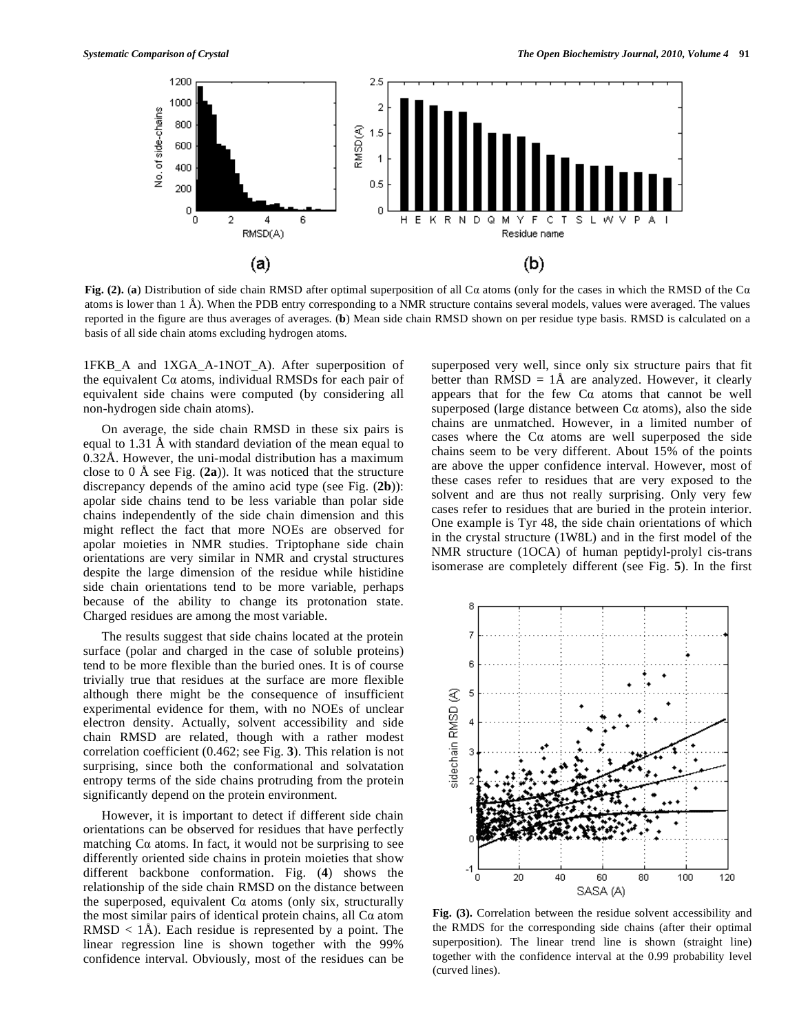**Fig. (2).** (**a**) Distribution of side chain RMSD after optimal superposition of all Cα atoms (only for the cases in which the RMSD of the Cα atoms is lower than 1 Å). When the PDB entry corresponding to a NMR structure contains several models, values were averaged. The values reported in the figure are thus averages of averages. (**b**) Mean side chain RMSD shown on per residue type basis. RMSD is calculated on a basis of all side chain atoms excluding hydrogen atoms.

1FKB_A and 1XGA_A-1NOT_A). After superposition of the equivalent Cα atoms, individual RMSDs for each pair of equivalent side chains were computed (by considering all non-hydrogen side chain atoms).

On average, the side chain RMSD in these six pairs is equal to 1.31 Å with standard deviation of the mean equal to 0.32Å. However, the uni-modal distribution has a maximum close to 0 Å see Fig. (**2a**)). It was noticed that the structure discrepancy depends of the amino acid type (see Fig. (**2b**)): apolar side chains tend to be less variable than polar side chains independently of the side chain dimension and this might reflect the fact that more NOEs are observed for apolar moieties in NMR studies. Triptophane side chain orientations are very similar in NMR and crystal structures despite the large dimension of the residue while histidine side chain orientations tend to be more variable, perhaps because of the ability to change its protonation state. Charged residues are among the most variable.

The results suggest that side chains located at the protein surface (polar and charged in the case of soluble proteins) tend to be more flexible than the buried ones. It is of course trivially true that residues at the surface are more flexible although there might be the consequence of insufficient experimental evidence for them, with no NOEs of unclear electron density. Actually, solvent accessibility and side chain RMSD are related, though with a rather modest correlation coefficient (0.462; see Fig. **3**). This relation is not surprising, since both the conformational and solvatation entropy terms of the side chains protruding from the protein significantly depend on the protein environment.

However, it is important to detect if different side chain orientations can be observed for residues that have perfectly matching Cα atoms. In fact, it would not be surprising to see differently oriented side chains in protein moieties that show different backbone conformation. Fig. (**4**) shows the relationship of the side chain RMSD on the distance between the superposed, equivalent Cα atoms (only six, structurally the most similar pairs of identical protein chains, all Cα atom RMSD < 1Å). Each residue is represented by a point. The linear regression line is shown together with the 99% confidence interval. Obviously, most of the residues can be superposed very well, since only six structure pairs that fit better than RMSD = 1Å are analyzed. However, it clearly appears that for the few Cα atoms that cannot be well superposed (large distance between Cα atoms), also the side chains are unmatched. However, in a limited number of cases where the Cα atoms are well superposed the side chains seem to be very different. About 15% of the points are above the upper confidence interval. However, most of these cases refer to residues that are very exposed to the solvent and are thus not really surprising. Only very few cases refer to residues that are buried in the protein interior. One example is Tyr 48, the side chain orientations of which in the crystal structure (1W8L) and in the first model of the NMR structure (1OCA) of human peptidyl-prolyl cis-trans isomerase are completely different (see Fig. **5**). In the first

**Fig. (3).** Correlation between the residue solvent accessibility and the RMDS for the corresponding side chains (after their optimal superposition). The linear trend line is shown (straight line) together with the confidence interval at the 0.99 probability level (curved lines).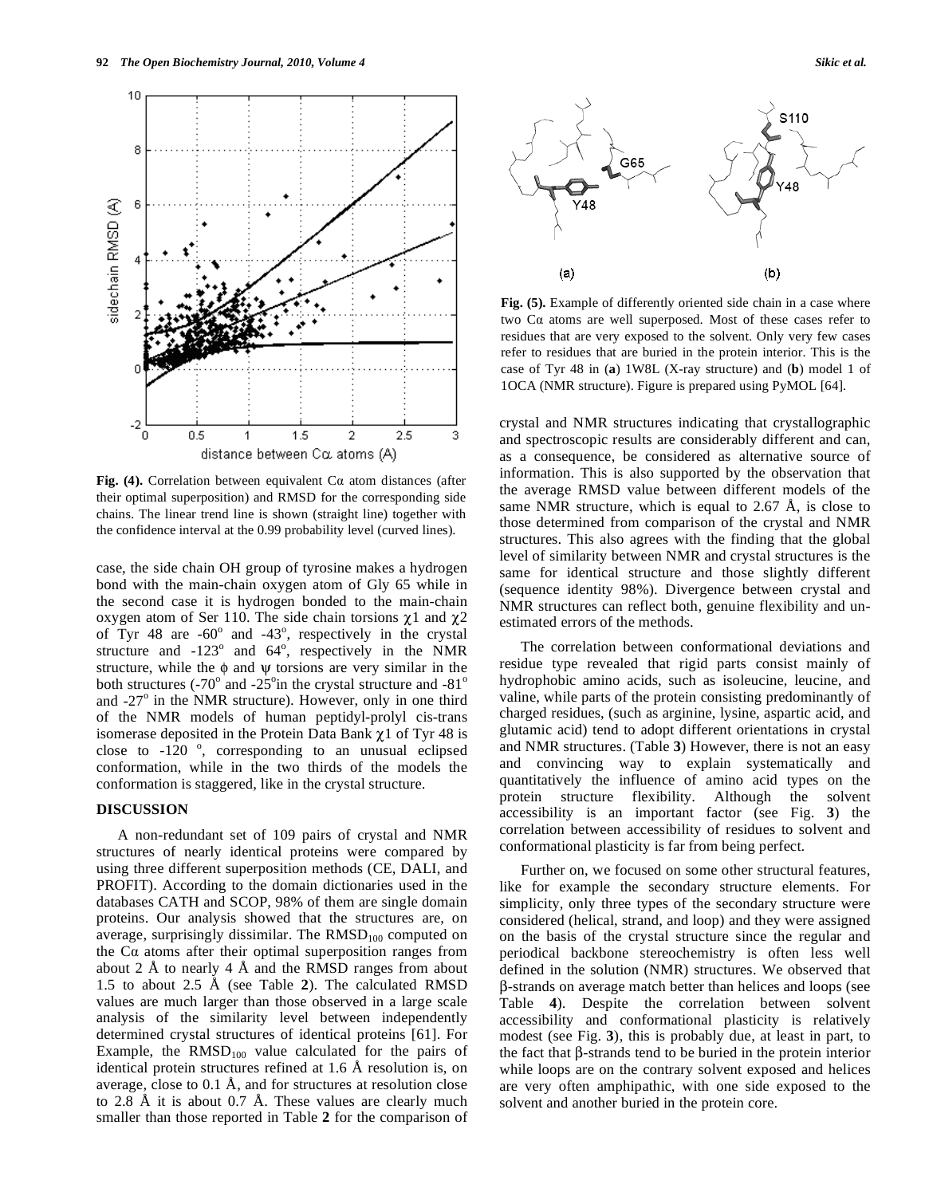**Fig. (4).** Correlation between equivalent Cα atom distances (after their optimal superposition) and RMSD for the corresponding side chains. The linear trend line is shown (straight line) together with the confidence interval at the 0.99 probability level (curved lines).

case, the side chain OH group of tyrosine makes a hydrogen bond with the main-chain oxygen atom of Gly 65 while in the second case it is hydrogen bonded to the main-chain oxygen atom of Ser 110. The side chain torsions $\chi 1$ and $\chi 2$ of Tyr 48 are -60° and -43°, respectively in the crystal structure and -123° and 64°, respectively in the NMR structure, while the $\phi$ and $\psi$ torsions are very similar in the both structures (-70° and -25° in the crystal structure and -81° and -27° in the NMR structure). However, only in one third of the NMR models of human peptidyl-prolyl cis-trans isomerase deposited in the Protein Data Bank $\chi 1$ of Tyr 48 is close to -120 °, corresponding to an unusual eclipsed conformation, while in the two thirds of the models the conformation is staggered, like in the crystal structure.

**Fig. (5).** Example of differently oriented side chain in a case where two Cα atoms are well superposed. Most of these cases refer to residues that are very exposed to the solvent. Only very few cases refer to residues that are buried in the protein interior. This is the case of Tyr 48 in (**a**) 1W8L (X-ray structure) and (**b**) model 1 of 1OCA (NMR structure). Figure is prepared using PyMOL [64].

## DISCUSSION

A non-redundant set of 109 pairs of crystal and NMR structures of nearly identical proteins were compared by using three different superposition methods (CE, DALI, and PROFIT). According to the domain dictionaries used in the databases CATH and SCOP, 98% of them are single domain proteins. Our analysis showed that the structures are, on average, surprisingly dissimilar. The $RMSD_{100}$ computed on the Cα atoms after their optimal superposition ranges from about 2 Å to nearly 4 Å and the RMSD ranges from about 1.5 to about 2.5 Å (see Table **2**). The calculated RMSD values are much larger than those observed in a large scale analysis of the similarity level between independently determined crystal structures of identical proteins [61]. For Example, the $RMSD_{100}$ value calculated for the pairs of identical protein structures refined at 1.6 Å resolution is, on average, close to 0.1 Å, and for structures at resolution close to 2.8 Å it is about 0.7 Å. These values are clearly much smaller than those reported in Table **2** for the comparison of crystal and NMR structures indicating that crystallographic and spectroscopic results are considerably different and can, as a consequence, be considered as alternative source of information. This is also supported by the observation that the average RMSD value between different models of the same NMR structure, which is equal to 2.67 Å, is close to those determined from comparison of the crystal and NMR structures. This also agrees with the finding that the global level of similarity between NMR and crystal structures is the same for identical structure and those slightly different (sequence identity 98%). Divergence between crystal and NMR structures can reflect both, genuine flexibility and un-estimated errors of the methods.

The correlation between conformational deviations and residue type revealed that rigid parts consist mainly of hydrophobic amino acids, such as isoleucine, leucine, and valine, while parts of the protein consisting predominantly of charged residues, (such as arginine, lysine, aspartic acid, and glutamic acid) tend to adopt different orientations in crystal and NMR structures. (Table **3**) However, there is not an easy and convincing way to explain systematically and quantitatively the influence of amino acid types on the protein structure flexibility. Although the solvent accessibility is an important factor (see Fig. **3**) the correlation between accessibility of residues to solvent and conformational plasticity is far from being perfect.

Further on, we focused on some other structural features, like for example the secondary structure elements. For simplicity, only three types of the secondary structure were considered (helical, strand, and loop) and they were assigned on the basis of the crystal structure since the regular and periodical backbone stereochemistry is often less well defined in the solution (NMR) structures. We observed that β-strands on average match better than helices and loops (see Table **4**). Despite the correlation between solvent accessibility and conformational plasticity is relatively modest (see Fig. **3**), this is probably due, at least in part, to the fact that β-strands tend to be buried in the protein interior while loops are on the contrary solvent exposed and helices are very often amphipathic, with one side exposed to the solvent and another buried in the protein core.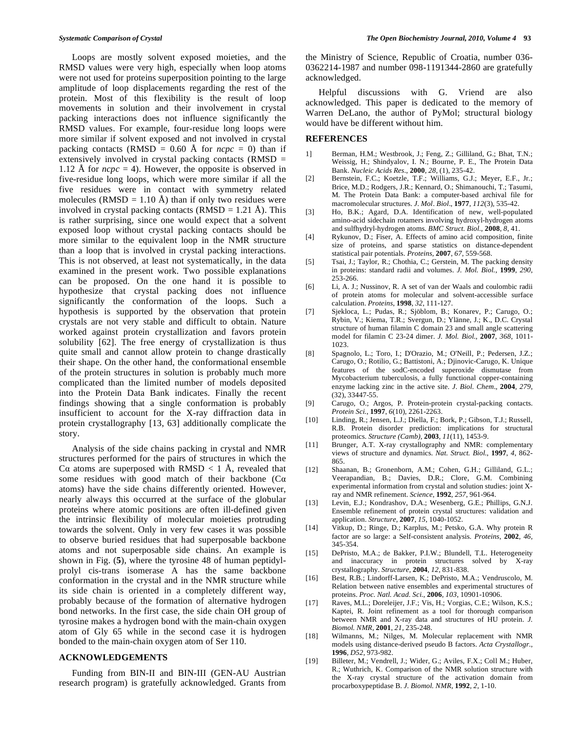Loops are mostly solvent exposed moieties, and the RMSD values were very high, especially when loop atoms were not used for proteins superposition pointing to the large amplitude of loop displacements regarding the rest of the protein. Most of this flexibility is the result of loop movements in solution and their involvement in crystal packing interactions does not influence significantly the RMSD values. For example, four-residue long loops were more similar if solvent exposed and not involved in crystal packing contacts (RMSD = 0.60 Å for *ncpc* = 0) than if extensively involved in crystal packing contacts (RMSD = 1.12 Å for *ncpc* = 4). However, the opposite is observed in five-residue long loops, which were more similar if all the five residues were in contact with symmetry related molecules (RMSD = 1.10 Å) than if only two residues were involved in crystal packing contacts (RMSD = 1.21 Å). This is rather surprising, since one would expect that a solvent exposed loop without crystal packing contacts should be more similar to the equivalent loop in the NMR structure than a loop that is involved in crystal packing interactions. This is not observed, at least not systematically, in the data examined in the present work. Two possible explanations can be proposed. On the one hand it is possible to hypothesize that crystal packing does not influence significantly the conformation of the loops. Such a hypothesis is supported by the observation that protein crystals are not very stable and difficult to obtain. Nature worked against protein crystallization and favors protein solubility [62]. The free energy of crystallization is thus quite small and cannot allow protein to change drastically their shape. On the other hand, the conformational ensemble of the protein structures in solution is probably much more complicated than the limited number of models deposited into the Protein Data Bank indicates. Finally the recent findings showing that a single conformation is probably insufficient to account for the X-ray diffraction data in protein crystallography [13, 63] additionally complicate the story.

Analysis of the side chains packing in crystal and NMR structures performed for the pairs of structures in which the Cα atoms are superposed with RMSD < 1 Å, revealed that some residues with good match of their backbone (Cα atoms) have the side chains differently oriented. However, nearly always this occurred at the surface of the globular proteins where atomic positions are often ill-defined given the intrinsic flexibility of molecular moieties protruding towards the solvent. Only in very few cases it was possible to observe buried residues that had superposable backbone atoms and not superposable side chains. An example is shown in Fig. (**5**), where the tyrosine 48 of human peptidyl-prolyl cis-trans isomerase A has the same backbone conformation in the crystal and in the NMR structure while its side chain is oriented in a completely different way, probably because of the formation of alternative hydrogen bond networks. In the first case, the side chain OH group of tyrosine makes a hydrogen bond with the main-chain oxygen atom of Gly 65 while in the second case it is hydrogen bonded to the main-chain oxygen atom of Ser 110.

## ACKNOWLEDGEMENTS

Funding from BIN-II and BIN-III (GEN-AU Austrian research program) is gratefully acknowledged. Grants from the Ministry of Science, Republic of Croatia, number 036-0362214-1987 and number 098-1191344-2860 are gratefully acknowledged.

Helpful discussions with G. Vriend are also acknowledged. This paper is dedicated to the memory of Warren DeLano, the author of PyMol; structural biology would have be different without him.

## REFERENCES

1] Berman, H.M.; Westbrook, J.; Feng, Z.; Gilliland, G.; Bhat, T.N.; Weissig, H.; Shindyalov, I. N.; Bourne, P. E., The Protein Data Bank. *Nucleic Acids Res*., **2000**, *28*, (1), 235-42.

[2] Bernstein, F.C.; Koetzle, T.F.; Williams, G.J.; Meyer, E.F., Jr.; Brice, M.D.; Rodgers, J.R.; Kennard, O.; Shimanouchi, T.; Tasumi, M. The Protein Data Bank: a computer-based archival file for macromolecular structures. *J. Mol. Biol*., **1977**, *112*(3), 535-42.

[3] Ho, B.K.; Agard, D.A. Identification of new, well-populated amino-acid sidechain rotamers involving hydroxyl-hydrogen atoms and sulfhydryl-hydrogen atoms. *BMC Struct. Biol.*, **2008**, *8*, 41.

[4] Rykunov, D.; Fiser, A. Effects of amino acid composition, finite size of proteins, and sparse statistics on distance-dependent statistical pair potentials. *Proteins*, **2007**, *67*, 559-568.

[5] Tsai, J.; Taylor, R.; Chothia, C.; Gerstein, M. The packing density in proteins: standard radii and volumes. *J. Mol. Biol.*, **1999**, *290*, 253-266.

[6] Li, A. J.; Nussinov, R. A set of van der Waals and coulombic radii of protein atoms for molecular and solvent-accessible surface calculation. *Proteins*, **1998**, *32*, 111-127.

[7] Sjekloca, L.; Pudas, R.; Sjöblom, B.; Konarev, P.; Carugo, O.; Rybin, V.; Kiema, T.R.; Svergun, D.; Ylänne, J.; K., D.C. Crystal structure of human filamin C domain 23 and small angle scattering model for filamin C 23-24 dimer. *J. Mol. Biol.*, **2007**, *368*, 1011-1023.

[8] Spagnolo, L.; Toro, I.; D'Orazio, M.; O'Neill, P.; Pedersen, J.Z.; Carugo, O.; Rotilio, G.; Battistoni, A.; Djinovic-Carugo, K. Unique features of the sodC-encoded superoxide dismutase from Mycobacterium tuberculosis, a fully functional copper-containing enzyme lacking zinc in the active site. *J. Biol. Chem*., **2004**, *279*, (32), 33447-55.

[9] Carugo, O.; Argos, P. Protein-protein crystal-packing contacts. *Protein Sci.*, **1997**, *6*(10), 2261-2263.

[10] Linding, R.; Jensen, L.J.; Diella, F.; Bork, P.; Gibson, T.J.; Russell, R.B. Protein disorder prediction: implications for structural proteomics. *Structure (Camb)*, **2003**, *11*(11), 1453-9.

[11] Brunger, A.T. X-ray crystallography and NMR: complementary views of structure and dynamics. *Nat. Struct. Biol.*, **1997**, *4*, 862-865.

[12] Shaanan, B.; Gronenborn, A.M.; Cohen, G.H.; Gilliland, G.L.; Veerapandian, B.; Davies, D.R.; Clore, G.M. Combining experimental information from crystal and solution studies: joint X-ray and NMR refinement. *Science*, **1992**, *257*, 961-964.

[13] Levin, E.J.; Kondrashov, D.A.; Wesenberg, G.E.; Phillips, G.N.J. Ensemble refinement of protein crystal structures: validation and application. *Structure*, **2007**, *15*, 1040-1052.

[14] Vitkup, D.; Ringe, D.; Karplus, M.; Petsko, G.A. Why protein R factor are so large: a Self-consistent analysis. *Proteins*, **2002**, *46*, 345-354.

[15] DePristo, M.A.; de Bakker, P.I.W.; Blundell, T.L. Heterogeneity and inaccuracy in protein structures solved by X-ray crystallography. *Structure*, **2004**, *12*, 831-838.

[16] Best, R.B.; Lindorff-Larsen, K.; DePristo, M.A.; Vendruscolo, M. Relation between native ensembles and experimental structures of proteins. *Proc. Natl. Acad. Sci.*, **2006**, *103*, 10901-10906.

[17] Raves, M.L.; Doreleijer, J.F.; Vis, H.; Vorgias, C.E.; Wilson, K.S.; Kaptei, R. Joint refinement as a tool for thorough comparison between NMR and X-ray data and structures of HU protein. *J. Biomol. NMR*, **2001**, *21*, 235-248.

[18] Wilmanns, M.; Nilges, M. Molecular replacement with NMR models using distance-derived pseudo B factors. *Acta Crystallogr.*, **1996**, *D52*, 973-982.

[19] Billeter, M.; Vendrell, J.; Wider, G.; Aviles, F.X.; Coll M.; Huber, R.; Wuthrich, K. Comparison of the NMR solution structure with the X-ray crystal structure of the activation domain from procarboxypeptidase B. *J. Biomol. NMR*, **1992**, *2*, 1-10.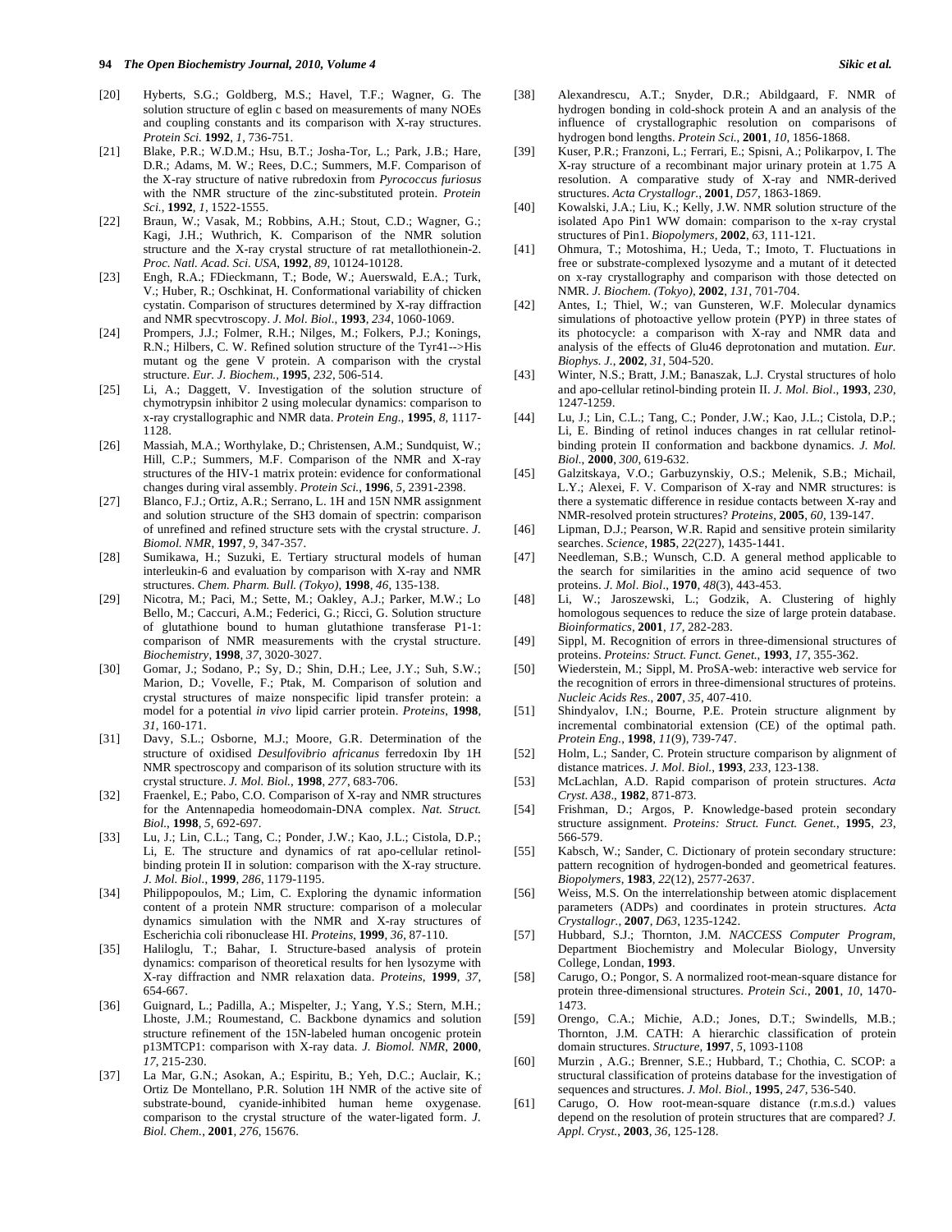[20] Hyberts, S.G.; Goldberg, M.S.; Havel, T.F.; Wagner, G. The solution structure of eglin c based on measurements of many NOEs and coupling constants and its comparison with X-ray structures. *Protein Sci.* **1992**, *1*, 736-751.

[21] Blake, P.R.; W.D.M.; Hsu, B.T.; Josha-Tor, L.; Park, J.B.; Hare, D.R.; Adams, M. W.; Rees, D.C.; Summers, M.F. Comparison of the X-ray structure of native rubredoxin from *Pyrococcus furiosus* with the NMR structure of the zinc-substituted protein. *Protein Sci.*, **1992**, *1*, 1522-1555.

[22] Braun, W.; Vasak, M.; Robbins, A.H.; Stout, C.D.; Wagner, G.; Kagi, J.H.; Wuthrich, K. Comparison of the NMR solution structure and the X-ray crystal structure of rat metallothionein-2. *Proc. Natl. Acad. Sci. USA*, **1992**, *89*, 10124-10128.

[23] Engh, R.A.; FDieckmann, T.; Bode, W.; Auerswald, E.A.; Turk, V.; Huber, R.; Oschkinat, H. Conformational variability of chicken cystatin. Comparison of structures determined by X-ray diffraction and NMR specvtroscopy. *J. Mol. Biol*., **1993**, *234*, 1060-1069.

[24] Prompers, J.J.; Folmer, R.H.; Nilges, M.; Folkers, P.J.; Konings, R.N.; Hilbers, C. W. Refined solution structure of the Tyr41-->His mutant og the gene V protein. A comparison with the crystal structure. *Eur. J. Biochem.*, **1995**, *232*, 506-514.

[25] Li, A.; Daggett, V. Investigation of the solution structure of chymotrypsin inhibitor 2 using molecular dynamics: comparison to x-ray crystallographic and NMR data. *Protein Eng*., **1995**, *8*, 1117-1128.

[26] Massiah, M.A.; Worthylake, D.; Christensen, A.M.; Sundquist, W.; Hill, C.P.; Summers, M.F. Comparison of the NMR and X-ray structures of the HIV-1 matrix protein: evidence for conformational changes during viral assembly. *Protein Sci.*, **1996**, *5*, 2391-2398.

[27] Blanco, F.J.; Ortiz, A.R.; Serrano, L. 1H and 15N NMR assignment and solution structure of the SH3 domain of spectrin: comparison of unrefined and refined structure sets with the crystal structure. *J. Biomol. NMR*, **1997**, *9*, 347-357.

[28] Sumikawa, H.; Suzuki, E. Tertiary structural models of human interleukin-6 and evaluation by comparison with X-ray and NMR structures. *Chem. Pharm. Bull. (Tokyo)*, **1998**, *46*, 135-138.

[29] Nicotra, M.; Paci, M.; Sette, M.; Oakley, A.J.; Parker, M.W.; Lo Bello, M.; Caccuri, A.M.; Federici, G.; Ricci, G. Solution structure of glutathione bound to human glutathione transferase P1-1: comparison of NMR measurements with the crystal structure. *Biochemistry*, **1998**, *37*, 3020-3027.

[30] Gomar, J.; Sodano, P.; Sy, D.; Shin, D.H.; Lee, J.Y.; Suh, S.W.; Marion, D.; Vovelle, F.; Ptak, M. Comparison of solution and crystal structures of maize nonspecific lipid transfer protein: a model for a potential *in vivo* lipid carrier protein. *Proteins*, **1998**, *31*, 160-171.

[31] Davy, S.L.; Osborne, M.J.; Moore, G.R. Determination of the structure of oxidised *Desulfovibrio africanus* ferredoxin Iby 1H NMR spectroscopy and comparison of its solution structure with its crystal structure. *J. Mol. Biol.*, **1998**, *277*, 683-706.

[32] Fraenkel, E.; Pabo, C.O. Comparison of X-ray and NMR structures for the Antennapedia homeodomain-DNA complex. *Nat. Struct. Biol.*, **1998**, *5*, 692-697.

[33] Lu, J.; Lin, C.L.; Tang, C.; Ponder, J.W.; Kao, J.L.; Cistola, D.P.; Li, E. The structure and dynamics of rat apo-cellular retinol-binding protein II in solution: comparison with the X-ray structure. *J. Mol. Biol.*, **1999**, *286*, 1179-1195.

[34] Philippopoulos, M.; Lim, C. Exploring the dynamic information content of a protein NMR structure: comparison of a molecular dynamics simulation with the NMR and X-ray structures of Escherichia coli ribonuclease HI. *Proteins*, **1999**, *36*, 87-110.

[35] Haliloglu, T.; Bahar, I. Structure-based analysis of protein dynamics: comparison of theoretical results for hen lysozyme with X-ray diffraction and NMR relaxation data. *Proteins*, **1999**, *37*, 654-667.

[36] Guignard, L.; Padilla, A.; Mispelter, J.; Yang, Y.S.; Stern, M.H.; Lhoste, J.M.; Roumestand, C. Backbone dynamics and solution structure refinement of the 15N-labeled human oncogenic protein p13MTCP1: comparison with X-ray data. *J. Biomol. NMR*, **2000**, *17*, 215-230.

[37] La Mar, G.N.; Asokan, A.; Espiritu, B.; Yeh, D.C.; Auclair, K.; Ortiz De Montellano, P.R. Solution 1H NMR of the active site of substrate-bound, cyanide-inhibited human heme oxygenase. comparison to the crystal structure of the water-ligated form. *J. Biol. Chem.*, **2001**, *276*, 15676.

[38] Alexandrescu, A.T.; Snyder, D.R.; Abildgaard, F. NMR of hydrogen bonding in cold-shock protein A and an analysis of the influence of crystallographic resolution on comparisons of hydrogen bond lengths. *Protein Sci.*, **2001**, *10*, 1856-1868.

[39] Kuser, P.R.; Franzoni, L.; Ferrari, E.; Spisni, A.; Polikarpov, I. The X-ray structure of a recombinant major urinary protein at 1.75 A resolution. A comparative study of X-ray and NMR-derived structures. *Acta Crystallogr.*, **2001**, *D57*, 1863-1869.

[40] Kowalski, J.A.; Liu, K.; Kelly, J.W. NMR solution structure of the isolated Apo Pin1 WW domain: comparison to the x-ray crystal structures of Pin1. *Biopolymers*, **2002**, *63*, 111-121.

[41] Ohmura, T.; Motoshima, H.; Ueda, T.; Imoto, T. Fluctuations in free or substrate-complexed lysozyme and a mutant of it detected on x-ray crystallography and comparison with those detected on NMR. *J. Biochem. (Tokyo)*, **2002**, *131*, 701-704.

[42] Antes, I.; Thiel, W.; van Gunsteren, W.F. Molecular dynamics simulations of photoactive yellow protein (PYP) in three states of its photocycle: a comparison with X-ray and NMR data and analysis of the effects of Glu46 deprotonation and mutation. *Eur. Biophys. J.*, **2002**, *31*, 504-520.

[43] Winter, N.S.; Bratt, J.M.; Banaszak, L.J. Crystal structures of holo and apo-cellular retinol-binding protein II. *J. Mol. Biol*., **1993**, *230*, 1247-1259.

[44] Lu, J.; Lin, C.L.; Tang, C.; Ponder, J.W.; Kao, J.L.; Cistola, D.P.; Li, E. Binding of retinol induces changes in rat cellular retinol-binding protein II conformation and backbone dynamics. *J. Mol. Biol*., **2000**, *300*, 619-632.

[45] Galzitskaya, V.O.; Garbuzynskiy, O.S.; Melenik, S.B.; Michail, L.Y.; Alexei, F. V. Comparison of X-ray and NMR structures: is there a systematic difference in residue contacts between X-ray and NMR-resolved protein structures? *Proteins*, **2005**, *60*, 139-147.

[46] Lipman, D.J.; Pearson, W.R. Rapid and sensitive protein similarity searches. *Science*, **1985**, *22*(227), 1435-1441.

[47] Needleman, S.B.; Wunsch, C.D. A general method applicable to the search for similarities in the amino acid sequence of two proteins. *J. Mol. Biol*., **1970**, *48*(3), 443-453.

[48] Li, W.; Jaroszewski, L.; Godzik, A. Clustering of highly homologous sequences to reduce the size of large protein database. *Bioinformatics*, **2001**, *17*, 282-283.

[49] Sippl, M. Recognition of errors in three-dimensional structures of proteins. *Proteins: Struct. Funct. Genet.*, **1993**, *17*, 355-362.

[50] Wiederstein, M.; Sippl, M. ProSA-web: interactive web service for the recognition of errors in three-dimensional structures of proteins. *Nucleic Acids Res.*, **2007**, *35*, 407-410.

[51] Shindyalov, I.N.; Bourne, P.E. Protein structure alignment by incremental combinatorial extension (CE) of the optimal path. *Protein Eng.*, **1998**, *11*(9), 739-747.

[52] Holm, L.; Sander, C. Protein structure comparison by alignment of distance matrices. *J. Mol. Biol.*, **1993**, *233*, 123-138.

[53] McLachlan, A.D. Rapid comparison of protein structures. *Acta Cryst. A38*., **1982**, 871-873.

[54] Frishman, D.; Argos, P. Knowledge-based protein secondary structure assignment. *Proteins: Struct. Funct. Genet.*, **1995**, *23*, 566-579.

[55] Kabsch, W.; Sander, C. Dictionary of protein secondary structure: pattern recognition of hydrogen-bonded and geometrical features. *Biopolymers*, **1983**, *22*(12), 2577-2637.

[56] Weiss, M.S. On the interrelationship between atomic displacement parameters (ADPs) and coordinates in protein structures. *Acta Crystallogr.*, **2007**, *D63*, 1235-1242.

[57] Hubbard, S.J.; Thornton, J.M. *NACCESS Computer Program*, Department Biochemistry and Molecular Biology, Unversity College, Londan, **1993**.

[58] Carugo, O.; Pongor, S. A normalized root-mean-square distance for protein three-dimensional structures. *Protein Sci.*, **2001**, *10*, 1470-1473.

[59] Orengo, C.A.; Michie, A.D.; Jones, D.T.; Swindells, M.B.; Thornton, J.M. CATH: A hierarchic classification of protein domain structures. *Structure*, **1997**, *5*, 1093-1108

[60] Murzin , A.G.; Brenner, S.E.; Hubbard, T.; Chothia, C. SCOP: a structural classification of proteins database for the investigation of sequences and structures. *J. Mol. Biol.*, **1995**, *247*, 536-540.

[61] Carugo, O. How root-mean-square distance (r.m.s.d.) values depend on the resolution of protein structures that are compared? *J. Appl. Cryst.*, **2003**, *36*, 125-128.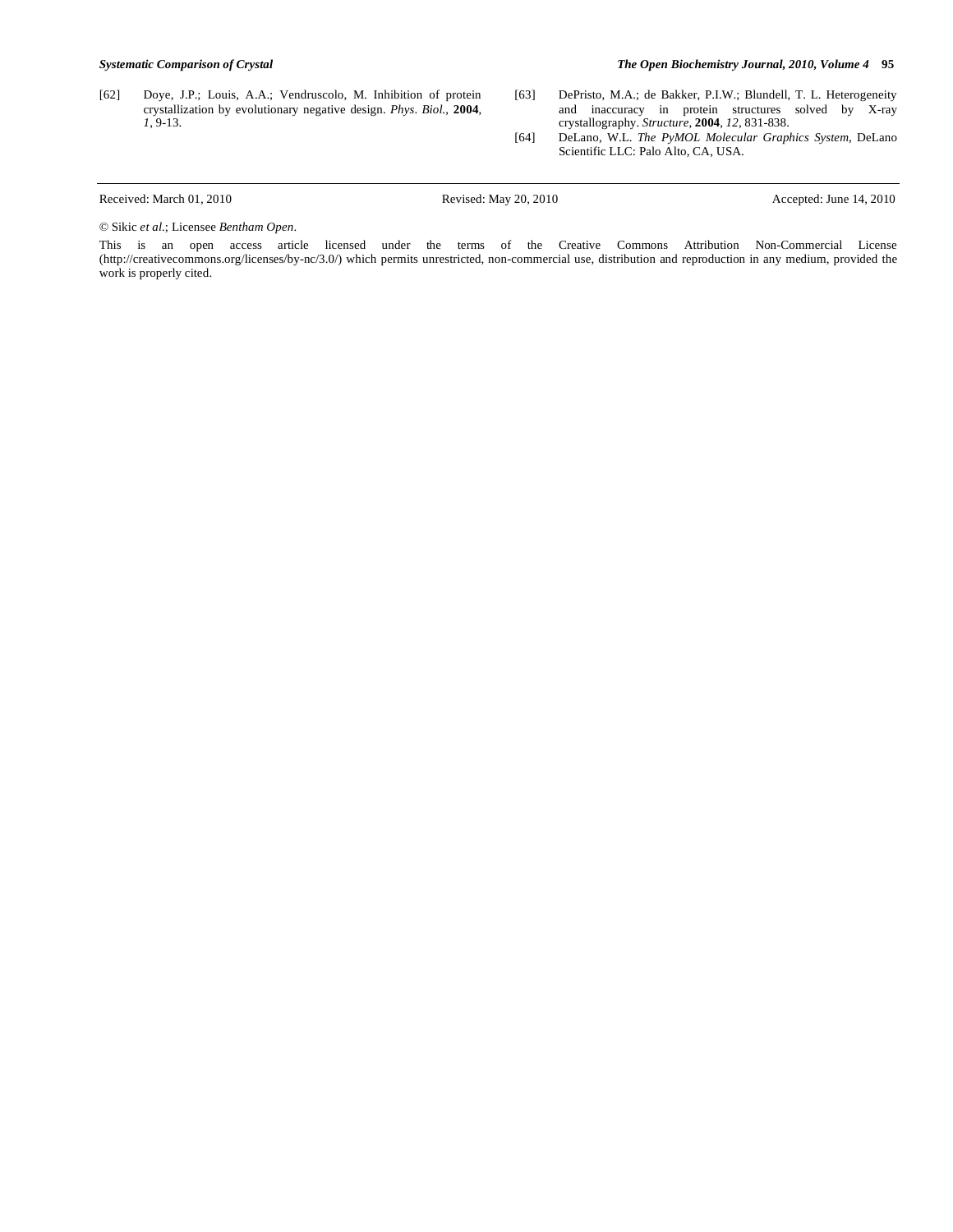[62] Doye, J.P.; Louis, A.A.; Vendruscolo, M. Inhibition of protein crystallization by evolutionary negative design. *Phys. Biol.*, **2004**, *1*, 9-13.

[63] DePristo, M.A.; de Bakker, P.I.W.; Blundell, T. L. Heterogeneity and inaccuracy in protein structures solved by X-ray crystallography. *Structure*, **2004**, *12*, 831-838.

[64] DeLano, W.L. *The PyMOL Molecular Graphics System*, DeLano Scientific LLC: Palo Alto, CA, USA.

---

Received: March 01, 2010 Revised: May 20, 2010 Accepted: June 14, 2010

© Sikic *et al*.; Licensee *Bentham Open*.

This is an open access article licensed under the terms of the Creative Commons Attribution Non-Commercial License (http://creativecommons.org/licenses/by-nc/3.0/) which permits unrestricted, non-commercial use, distribution and reproduction in any medium, provided the work is properly cited.